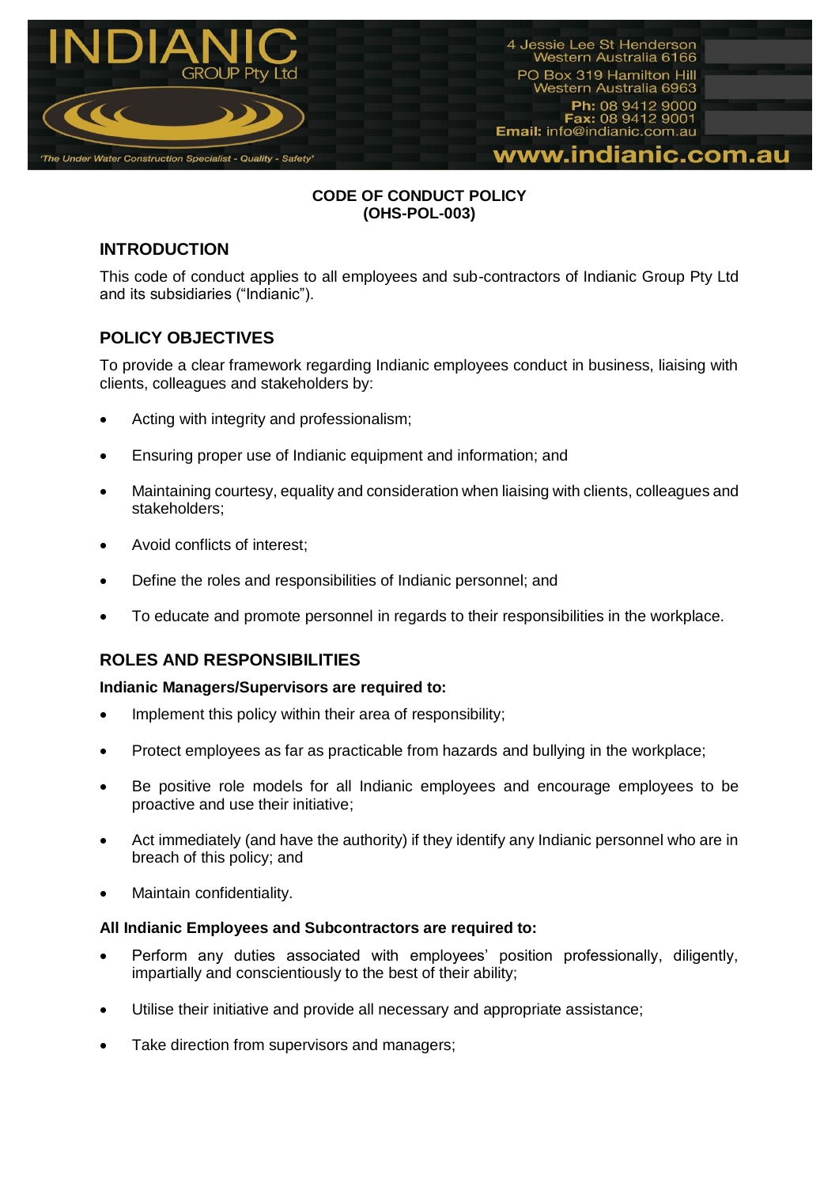**INDIANIC GROUP Pty Ltd**

*'The Under Water Construction Specialist - Quality - Safety'*

4 Jessie Lee St Henderson
Western Australia 6166
PO Box 319 Hamilton Hill
Western Australia 6963
**Ph:** 08 9412 9000
**Fax:** 08 9412 9001
**Email:** info@indianic.com.au
**www.indianic.com.au**

# CODE OF CONDUCT POLICY
# (OHS-POL-003)

## INTRODUCTION

This code of conduct applies to all employees and sub-contractors of Indianic Group Pty Ltd and its subsidiaries ("Indianic").

## POLICY OBJECTIVES

To provide a clear framework regarding Indianic employees conduct in business, liaising with clients, colleagues and stakeholders by:

- Acting with integrity and professionalism;
- Ensuring proper use of Indianic equipment and information; and
- Maintaining courtesy, equality and consideration when liaising with clients, colleagues and stakeholders;
- Avoid conflicts of interest;
- Define the roles and responsibilities of Indianic personnel; and
- To educate and promote personnel in regards to their responsibilities in the workplace.

## ROLES AND RESPONSIBILITIES

**Indianic Managers/Supervisors are required to:**

- Implement this policy within their area of responsibility;
- Protect employees as far as practicable from hazards and bullying in the workplace;
- Be positive role models for all Indianic employees and encourage employees to be proactive and use their initiative;
- Act immediately (and have the authority) if they identify any Indianic personnel who are in breach of this policy; and
- Maintain confidentiality.

**All Indianic Employees and Subcontractors are required to:**

- Perform any duties associated with employees' position professionally, diligently, impartially and conscientiously to the best of their ability;
- Utilise their initiative and provide all necessary and appropriate assistance;
- Take direction from supervisors and managers;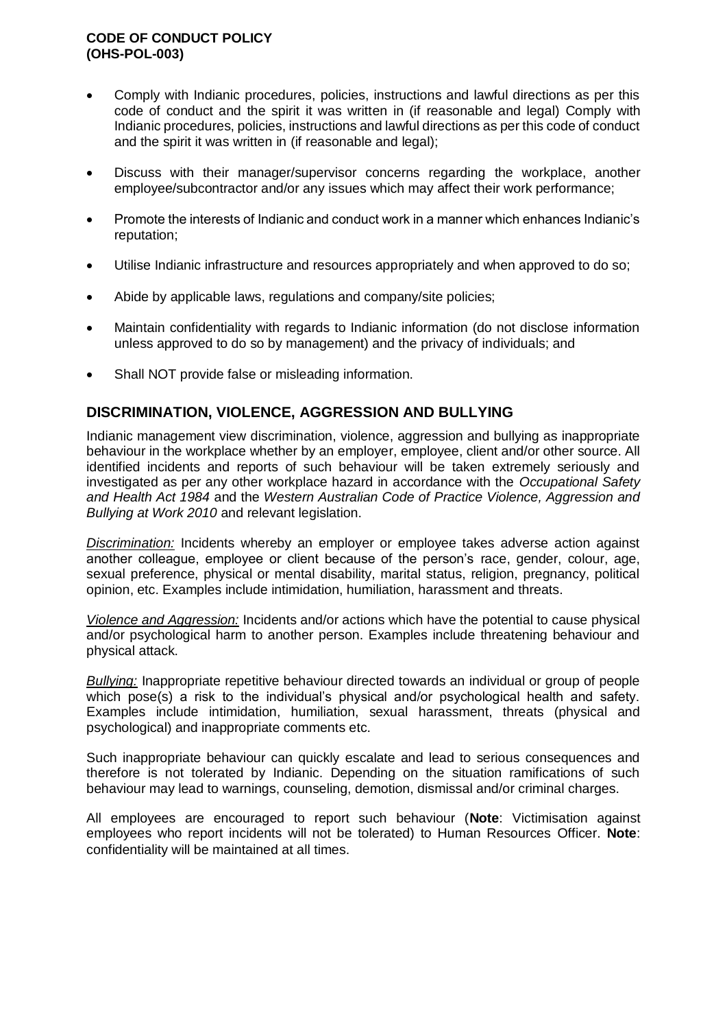- Comply with Indianic procedures, policies, instructions and lawful directions as per this code of conduct and the spirit it was written in (if reasonable and legal) Comply with Indianic procedures, policies, instructions and lawful directions as per this code of conduct and the spirit it was written in (if reasonable and legal);
- Discuss with their manager/supervisor concerns regarding the workplace, another employee/subcontractor and/or any issues which may affect their work performance;
- Promote the interests of Indianic and conduct work in a manner which enhances Indianic's reputation;
- Utilise Indianic infrastructure and resources appropriately and when approved to do so;
- Abide by applicable laws, regulations and company/site policies;
- Maintain confidentiality with regards to Indianic information (do not disclose information unless approved to do so by management) and the privacy of individuals; and
- Shall NOT provide false or misleading information.

## DISCRIMINATION, VIOLENCE, AGGRESSION AND BULLYING

Indianic management view discrimination, violence, aggression and bullying as inappropriate behaviour in the workplace whether by an employer, employee, client and/or other source. All identified incidents and reports of such behaviour will be taken extremely seriously and investigated as per any other workplace hazard in accordance with the *Occupational Safety and Health Act 1984* and the *Western Australian Code of Practice Violence, Aggression and Bullying at Work 2010* and relevant legislation.

*Discrimination:* Incidents whereby an employer or employee takes adverse action against another colleague, employee or client because of the person's race, gender, colour, age, sexual preference, physical or mental disability, marital status, religion, pregnancy, political opinion, etc. Examples include intimidation, humiliation, harassment and threats.

*Violence and Aggression:* Incidents and/or actions which have the potential to cause physical and/or psychological harm to another person. Examples include threatening behaviour and physical attack.

*Bullying:* Inappropriate repetitive behaviour directed towards an individual or group of people which pose(s) a risk to the individual's physical and/or psychological health and safety. Examples include intimidation, humiliation, sexual harassment, threats (physical and psychological) and inappropriate comments etc.

Such inappropriate behaviour can quickly escalate and lead to serious consequences and therefore is not tolerated by Indianic. Depending on the situation ramifications of such behaviour may lead to warnings, counseling, demotion, dismissal and/or criminal charges.

All employees are encouraged to report such behaviour (**Note**: Victimisation against employees who report incidents will not be tolerated) to Human Resources Officer. **Note**: confidentiality will be maintained at all times.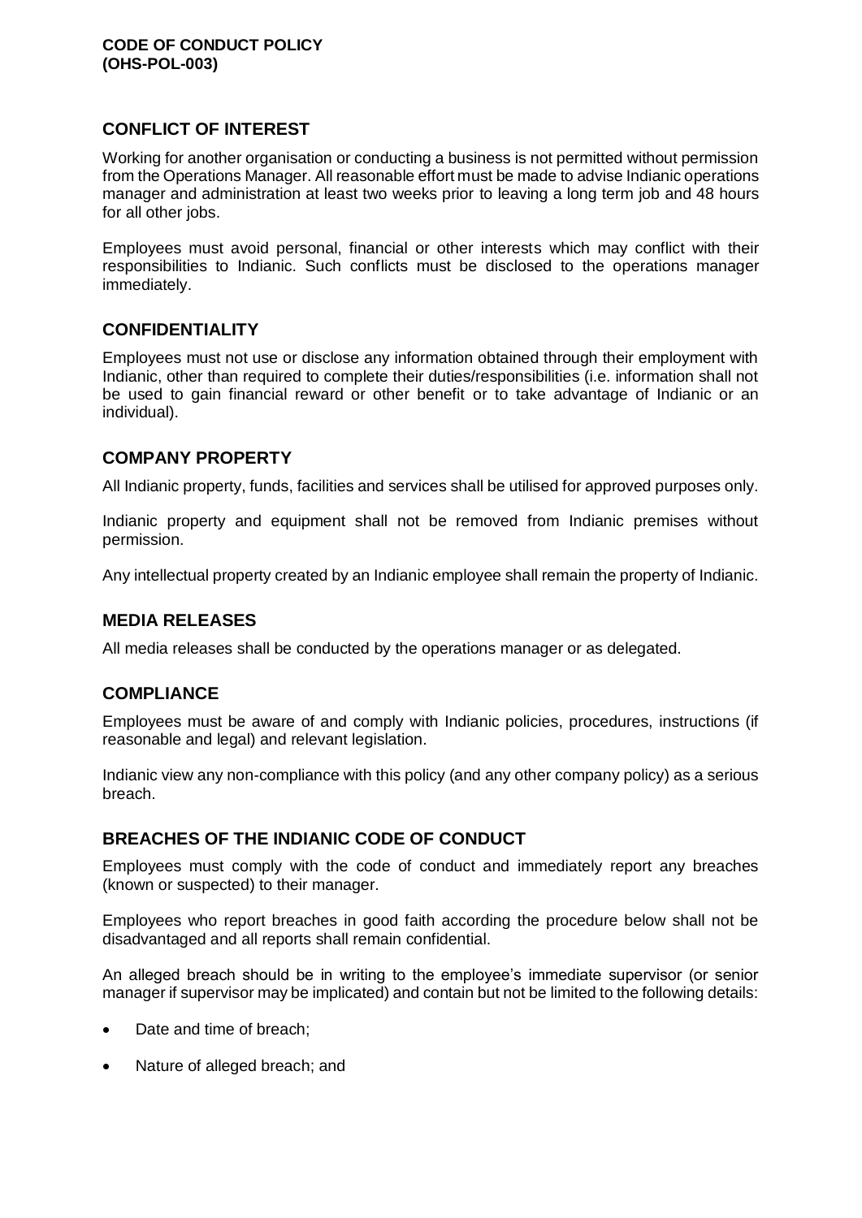## CONFLICT OF INTEREST

Working for another organisation or conducting a business is not permitted without permission from the Operations Manager. All reasonable effort must be made to advise Indianic operations manager and administration at least two weeks prior to leaving a long term job and 48 hours for all other jobs.

Employees must avoid personal, financial or other interests which may conflict with their responsibilities to Indianic. Such conflicts must be disclosed to the operations manager immediately.

## CONFIDENTIALITY

Employees must not use or disclose any information obtained through their employment with Indianic, other than required to complete their duties/responsibilities (i.e. information shall not be used to gain financial reward or other benefit or to take advantage of Indianic or an individual).

## COMPANY PROPERTY

All Indianic property, funds, facilities and services shall be utilised for approved purposes only.

Indianic property and equipment shall not be removed from Indianic premises without permission.

Any intellectual property created by an Indianic employee shall remain the property of Indianic.

## MEDIA RELEASES

All media releases shall be conducted by the operations manager or as delegated.

## COMPLIANCE

Employees must be aware of and comply with Indianic policies, procedures, instructions (if reasonable and legal) and relevant legislation.

Indianic view any non-compliance with this policy (and any other company policy) as a serious breach.

## BREACHES OF THE INDIANIC CODE OF CONDUCT

Employees must comply with the code of conduct and immediately report any breaches (known or suspected) to their manager.

Employees who report breaches in good faith according the procedure below shall not be disadvantaged and all reports shall remain confidential.

An alleged breach should be in writing to the employee's immediate supervisor (or senior manager if supervisor may be implicated) and contain but not be limited to the following details:

- Date and time of breach;
- Nature of alleged breach; and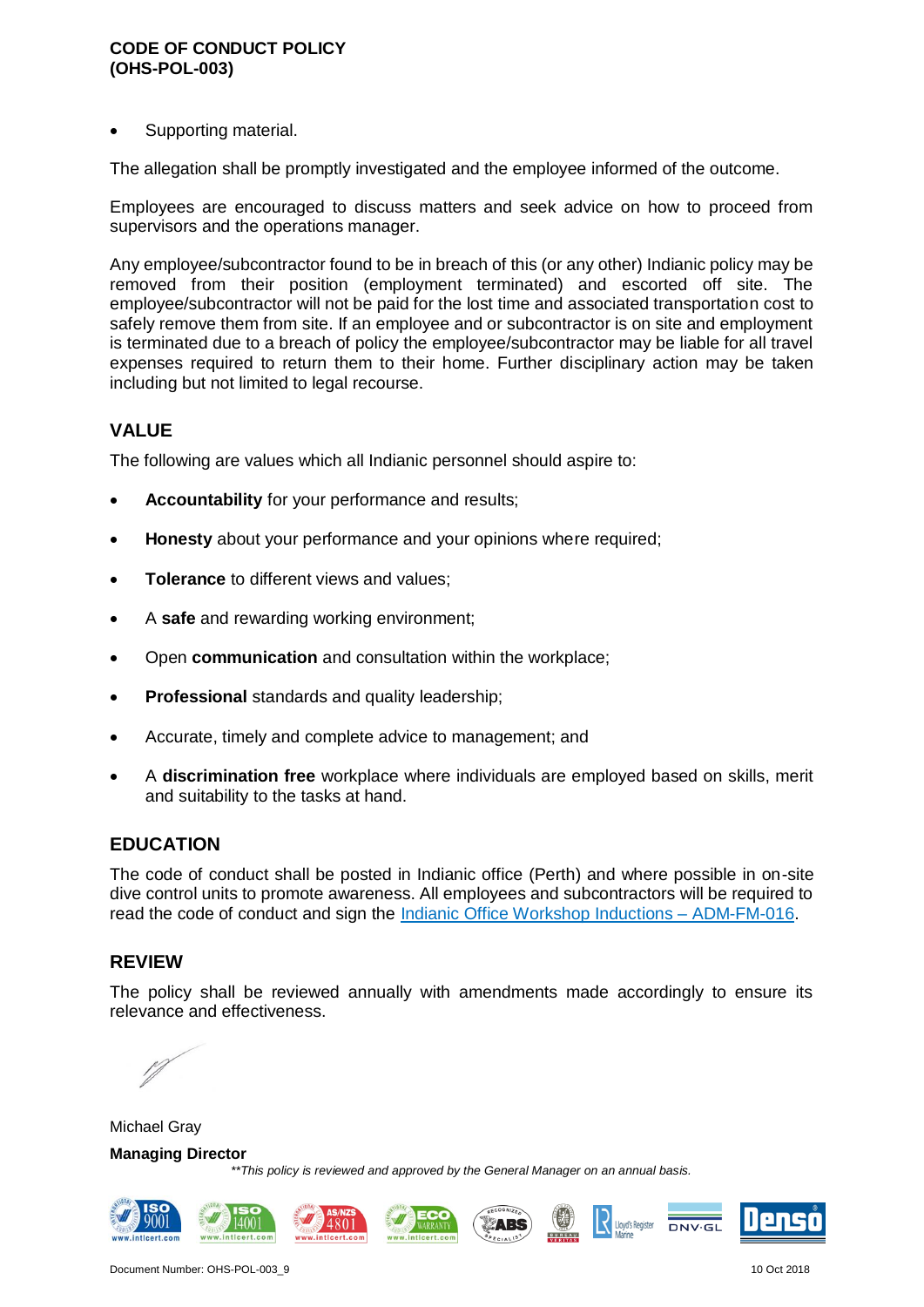- Supporting material.

The allegation shall be promptly investigated and the employee informed of the outcome.

Employees are encouraged to discuss matters and seek advice on how to proceed from supervisors and the operations manager.

Any employee/subcontractor found to be in breach of this (or any other) Indianic policy may be removed from their position (employment terminated) and escorted off site. The employee/subcontractor will not be paid for the lost time and associated transportation cost to safely remove them from site. If an employee and or subcontractor is on site and employment is terminated due to a breach of policy the employee/subcontractor may be liable for all travel expenses required to return them to their home. Further disciplinary action may be taken including but not limited to legal recourse.

## VALUE

The following are values which all Indianic personnel should aspire to:

- **Accountability** for your performance and results;
- **Honesty** about your performance and your opinions where required;
- **Tolerance** to different views and values;
- A **safe** and rewarding working environment;
- Open **communication** and consultation within the workplace;
- **Professional** standards and quality leadership;
- Accurate, timely and complete advice to management; and
- A **discrimination free** workplace where individuals are employed based on skills, merit and suitability to the tasks at hand.

## EDUCATION

The code of conduct shall be posted in Indianic office (Perth) and where possible in on-site dive control units to promote awareness. All employees and subcontractors will be required to read the code of conduct and sign the Indianic Office Workshop Inductions – ADM-FM-016.

## REVIEW

The policy shall be reviewed annually with amendments made accordingly to ensure its relevance and effectiveness.

Michael Gray

**Managing Director**

*\*\*This policy is reviewed and approved by the General Manager on an annual basis.*